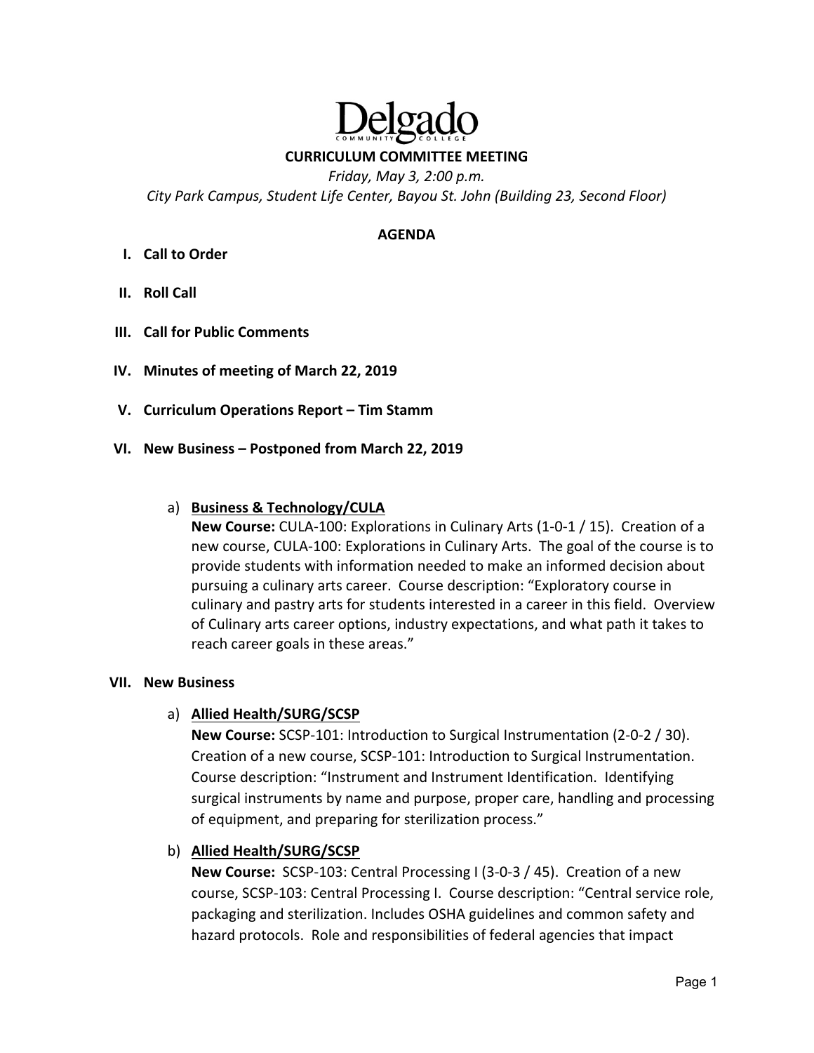# Delgado Community College

## CURRICULUM COMMITTEE MEETING

*Friday, May 3, 2:00 p.m.*

*City Park Campus, Student Life Center, Bayou St. John (Building 23, Second Floor)*

### AGENDA

**I. Call to Order**

**II. Roll Call**

**III. Call for Public Comments**

**IV. Minutes of meeting of March 22, 2019**

**V. Curriculum Operations Report – Tim Stamm**

**VI. New Business – Postponed from March 22, 2019**

a) **Business & Technology/CULA**

**New Course:** CULA-100: Explorations in Culinary Arts (1-0-1 / 15). Creation of a new course, CULA-100: Explorations in Culinary Arts. The goal of the course is to provide students with information needed to make an informed decision about pursuing a culinary arts career. Course description: "Exploratory course in culinary and pastry arts for students interested in a career in this field. Overview of Culinary arts career options, industry expectations, and what path it takes to reach career goals in these areas."

**VII. New Business**

a) **Allied Health/SURG/SCSP**

**New Course:** SCSP-101: Introduction to Surgical Instrumentation (2-0-2 / 30). Creation of a new course, SCSP-101: Introduction to Surgical Instrumentation. Course description: "Instrument and Instrument Identification. Identifying surgical instruments by name and purpose, proper care, handling and processing of equipment, and preparing for sterilization process."

b) **Allied Health/SURG/SCSP**

**New Course:** SCSP-103: Central Processing I (3-0-3 / 45). Creation of a new course, SCSP-103: Central Processing I. Course description: "Central service role, packaging and sterilization. Includes OSHA guidelines and common safety and hazard protocols. Role and responsibilities of federal agencies that impact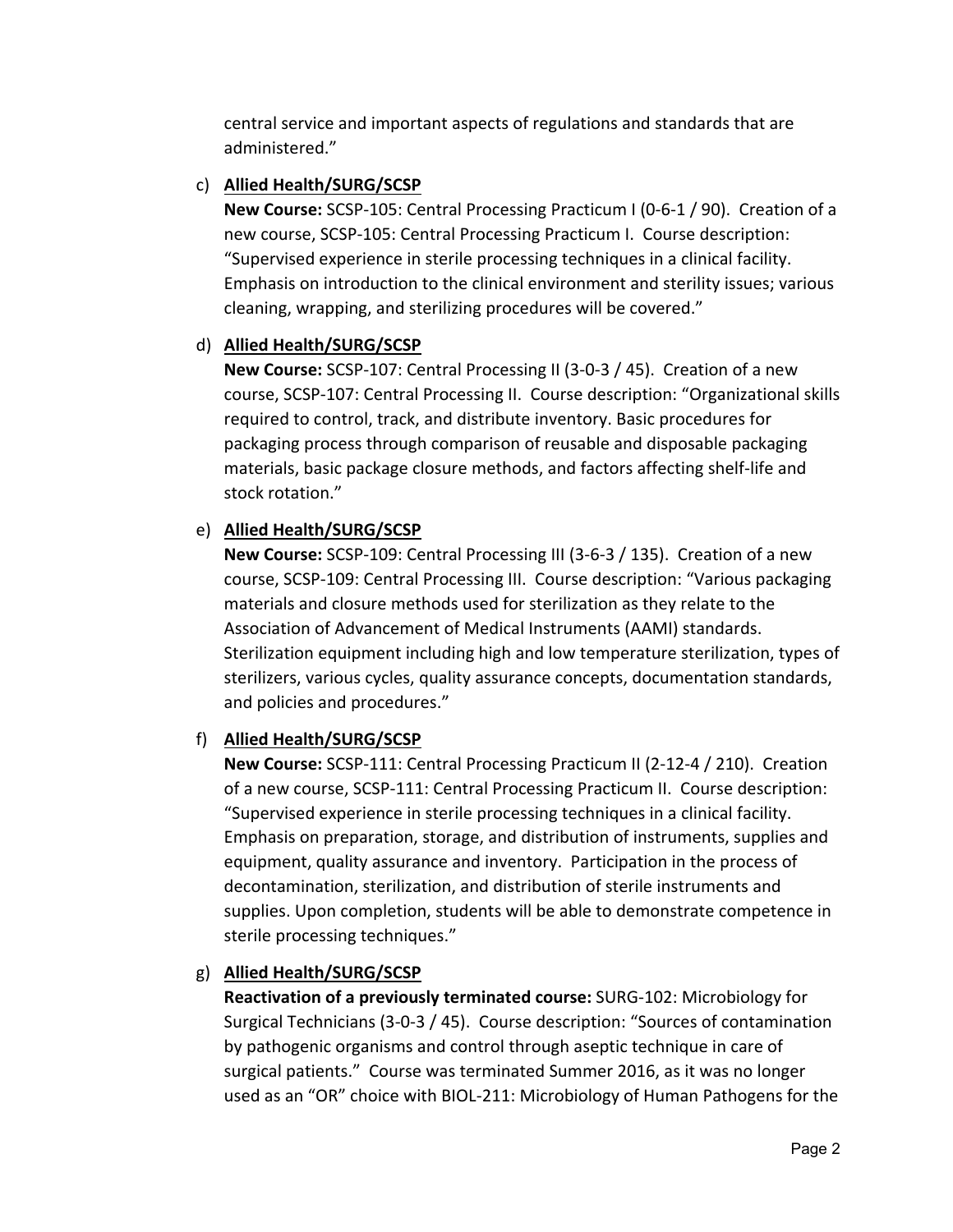central service and important aspects of regulations and standards that are administered."

c) **Allied Health/SURG/SCSP**
   **New Course:** SCSP-105: Central Processing Practicum I (0-6-1 / 90). Creation of a new course, SCSP-105: Central Processing Practicum I. Course description: "Supervised experience in sterile processing techniques in a clinical facility. Emphasis on introduction to the clinical environment and sterility issues; various cleaning, wrapping, and sterilizing procedures will be covered."

d) **Allied Health/SURG/SCSP**
   **New Course:** SCSP-107: Central Processing II (3-0-3 / 45). Creation of a new course, SCSP-107: Central Processing II. Course description: "Organizational skills required to control, track, and distribute inventory. Basic procedures for packaging process through comparison of reusable and disposable packaging materials, basic package closure methods, and factors affecting shelf-life and stock rotation."

e) **Allied Health/SURG/SCSP**
   **New Course:** SCSP-109: Central Processing III (3-6-3 / 135). Creation of a new course, SCSP-109: Central Processing III. Course description: "Various packaging materials and closure methods used for sterilization as they relate to the Association of Advancement of Medical Instruments (AAMI) standards. Sterilization equipment including high and low temperature sterilization, types of sterilizers, various cycles, quality assurance concepts, documentation standards, and policies and procedures."

f) **Allied Health/SURG/SCSP**
   **New Course:** SCSP-111: Central Processing Practicum II (2-12-4 / 210). Creation of a new course, SCSP-111: Central Processing Practicum II. Course description: "Supervised experience in sterile processing techniques in a clinical facility. Emphasis on preparation, storage, and distribution of instruments, supplies and equipment, quality assurance and inventory. Participation in the process of decontamination, sterilization, and distribution of sterile instruments and supplies. Upon completion, students will be able to demonstrate competence in sterile processing techniques."

g) **Allied Health/SURG/SCSP**
   **Reactivation of a previously terminated course:** SURG-102: Microbiology for Surgical Technicians (3-0-3 / 45). Course description: "Sources of contamination by pathogenic organisms and control through aseptic technique in care of surgical patients." Course was terminated Summer 2016, as it was no longer used as an "OR" choice with BIOL-211: Microbiology of Human Pathogens for the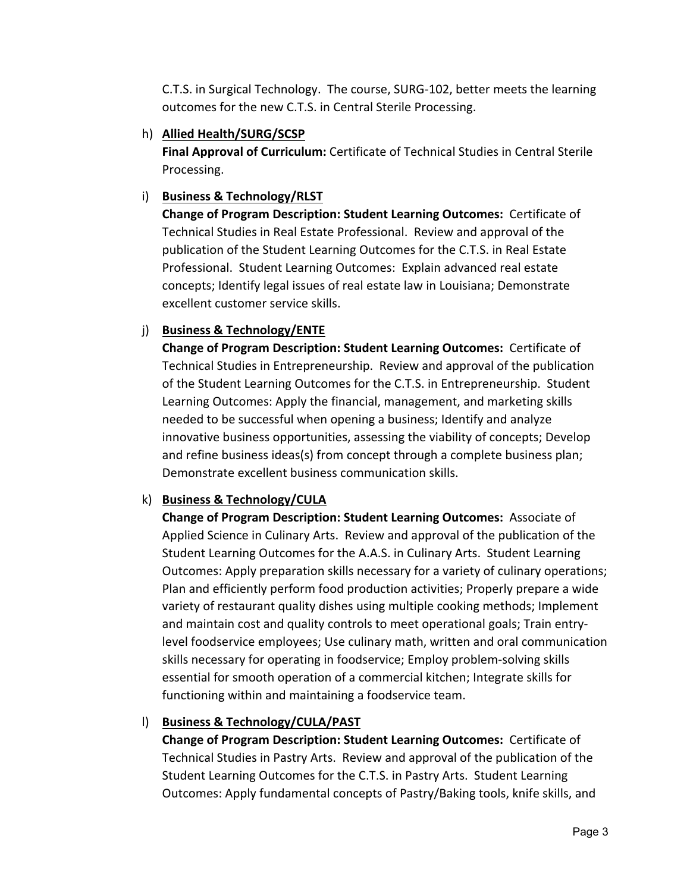C.T.S. in Surgical Technology. The course, SURG-102, better meets the learning outcomes for the new C.T.S. in Central Sterile Processing.

h) **Allied Health/SURG/SCSP**

   **Final Approval of Curriculum:** Certificate of Technical Studies in Central Sterile Processing.

i) **Business & Technology/RLST**

   **Change of Program Description: Student Learning Outcomes:** Certificate of Technical Studies in Real Estate Professional. Review and approval of the publication of the Student Learning Outcomes for the C.T.S. in Real Estate Professional. Student Learning Outcomes: Explain advanced real estate concepts; Identify legal issues of real estate law in Louisiana; Demonstrate excellent customer service skills.

j) **Business & Technology/ENTE**

   **Change of Program Description: Student Learning Outcomes:** Certificate of Technical Studies in Entrepreneurship. Review and approval of the publication of the Student Learning Outcomes for the C.T.S. in Entrepreneurship. Student Learning Outcomes: Apply the financial, management, and marketing skills needed to be successful when opening a business; Identify and analyze innovative business opportunities, assessing the viability of concepts; Develop and refine business ideas(s) from concept through a complete business plan; Demonstrate excellent business communication skills.

k) **Business & Technology/CULA**

   **Change of Program Description: Student Learning Outcomes:** Associate of Applied Science in Culinary Arts. Review and approval of the publication of the Student Learning Outcomes for the A.A.S. in Culinary Arts. Student Learning Outcomes: Apply preparation skills necessary for a variety of culinary operations; Plan and efficiently perform food production activities; Properly prepare a wide variety of restaurant quality dishes using multiple cooking methods; Implement and maintain cost and quality controls to meet operational goals; Train entry-level foodservice employees; Use culinary math, written and oral communication skills necessary for operating in foodservice; Employ problem-solving skills essential for smooth operation of a commercial kitchen; Integrate skills for functioning within and maintaining a foodservice team.

l) **Business & Technology/CULA/PAST**

   **Change of Program Description: Student Learning Outcomes:** Certificate of Technical Studies in Pastry Arts. Review and approval of the publication of the Student Learning Outcomes for the C.T.S. in Pastry Arts. Student Learning Outcomes: Apply fundamental concepts of Pastry/Baking tools, knife skills, and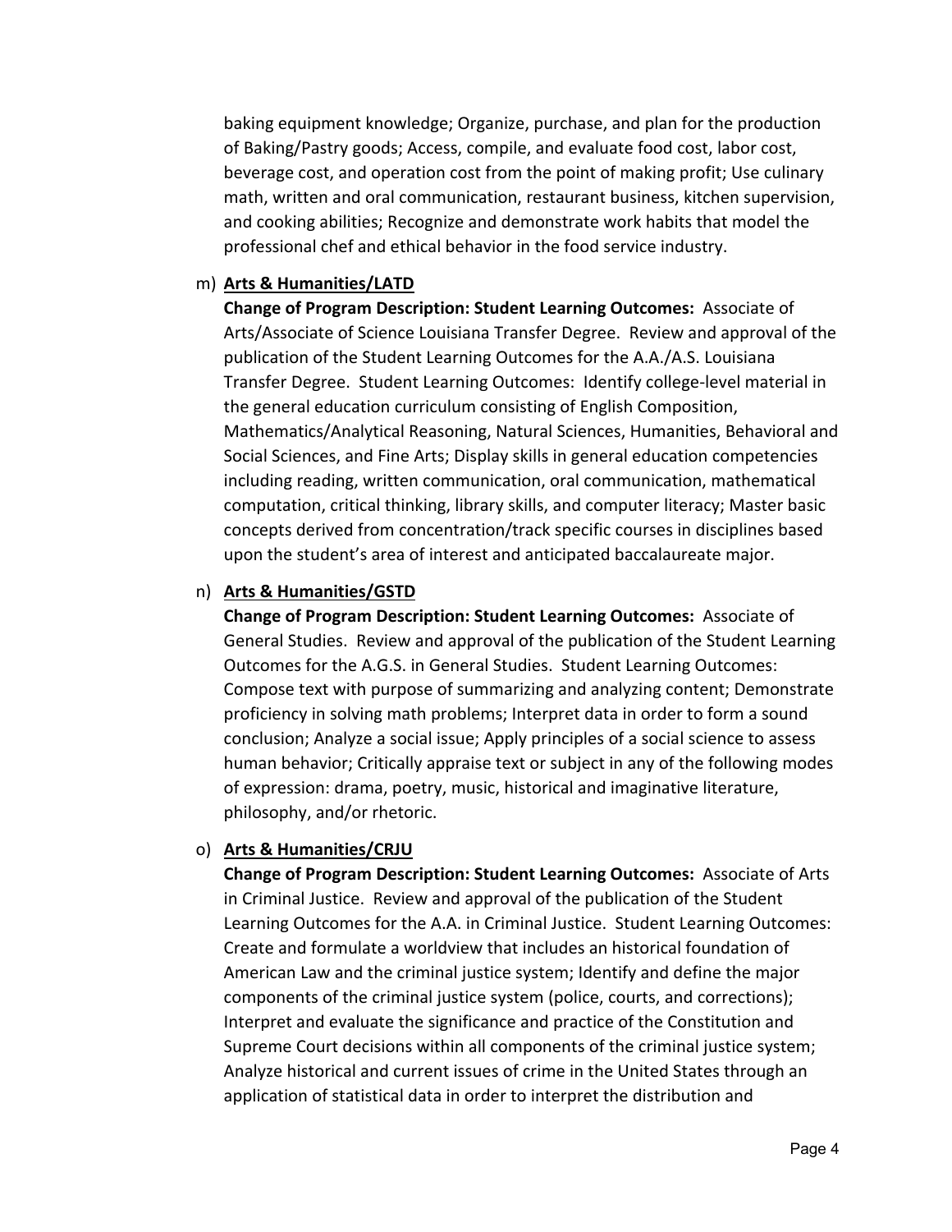baking equipment knowledge; Organize, purchase, and plan for the production of Baking/Pastry goods; Access, compile, and evaluate food cost, labor cost, beverage cost, and operation cost from the point of making profit; Use culinary math, written and oral communication, restaurant business, kitchen supervision, and cooking abilities; Recognize and demonstrate work habits that model the professional chef and ethical behavior in the food service industry.

m) **Arts & Humanities/LATD**

**Change of Program Description: Student Learning Outcomes:** Associate of Arts/Associate of Science Louisiana Transfer Degree. Review and approval of the publication of the Student Learning Outcomes for the A.A./A.S. Louisiana Transfer Degree. Student Learning Outcomes: Identify college-level material in the general education curriculum consisting of English Composition, Mathematics/Analytical Reasoning, Natural Sciences, Humanities, Behavioral and Social Sciences, and Fine Arts; Display skills in general education competencies including reading, written communication, oral communication, mathematical computation, critical thinking, library skills, and computer literacy; Master basic concepts derived from concentration/track specific courses in disciplines based upon the student's area of interest and anticipated baccalaureate major.

n) **Arts & Humanities/GSTD**

**Change of Program Description: Student Learning Outcomes:** Associate of General Studies. Review and approval of the publication of the Student Learning Outcomes for the A.G.S. in General Studies. Student Learning Outcomes: Compose text with purpose of summarizing and analyzing content; Demonstrate proficiency in solving math problems; Interpret data in order to form a sound conclusion; Analyze a social issue; Apply principles of a social science to assess human behavior; Critically appraise text or subject in any of the following modes of expression: drama, poetry, music, historical and imaginative literature, philosophy, and/or rhetoric.

o) **Arts & Humanities/CRJU**

**Change of Program Description: Student Learning Outcomes:** Associate of Arts in Criminal Justice. Review and approval of the publication of the Student Learning Outcomes for the A.A. in Criminal Justice. Student Learning Outcomes: Create and formulate a worldview that includes an historical foundation of American Law and the criminal justice system; Identify and define the major components of the criminal justice system (police, courts, and corrections); Interpret and evaluate the significance and practice of the Constitution and Supreme Court decisions within all components of the criminal justice system; Analyze historical and current issues of crime in the United States through an application of statistical data in order to interpret the distribution and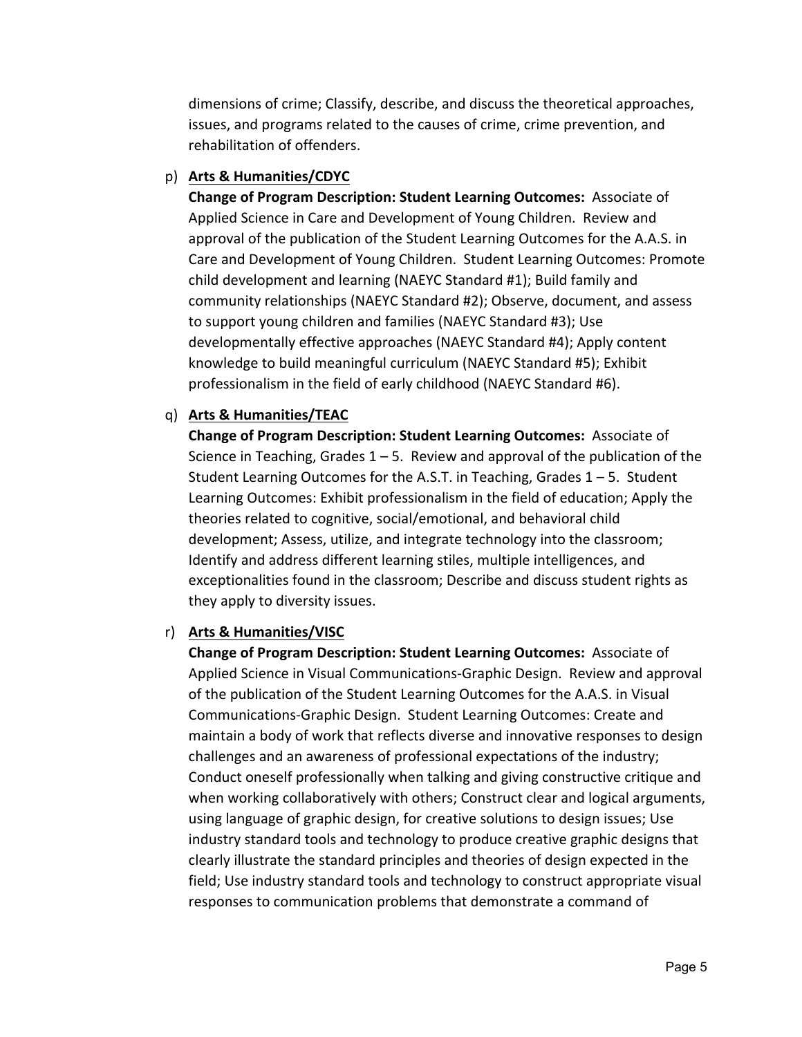dimensions of crime; Classify, describe, and discuss the theoretical approaches, issues, and programs related to the causes of crime, crime prevention, and rehabilitation of offenders.

p) **Arts & Humanities/CDYC**

**Change of Program Description: Student Learning Outcomes:** Associate of Applied Science in Care and Development of Young Children. Review and approval of the publication of the Student Learning Outcomes for the A.A.S. in Care and Development of Young Children. Student Learning Outcomes: Promote child development and learning (NAEYC Standard #1); Build family and community relationships (NAEYC Standard #2); Observe, document, and assess to support young children and families (NAEYC Standard #3); Use developmentally effective approaches (NAEYC Standard #4); Apply content knowledge to build meaningful curriculum (NAEYC Standard #5); Exhibit professionalism in the field of early childhood (NAEYC Standard #6).

q) **Arts & Humanities/TEAC**

**Change of Program Description: Student Learning Outcomes:** Associate of Science in Teaching, Grades 1 – 5. Review and approval of the publication of the Student Learning Outcomes for the A.S.T. in Teaching, Grades 1 – 5. Student Learning Outcomes: Exhibit professionalism in the field of education; Apply the theories related to cognitive, social/emotional, and behavioral child development; Assess, utilize, and integrate technology into the classroom; Identify and address different learning stiles, multiple intelligences, and exceptionalities found in the classroom; Describe and discuss student rights as they apply to diversity issues.

r) **Arts & Humanities/VISC**

**Change of Program Description: Student Learning Outcomes:** Associate of Applied Science in Visual Communications-Graphic Design. Review and approval of the publication of the Student Learning Outcomes for the A.A.S. in Visual Communications-Graphic Design. Student Learning Outcomes: Create and maintain a body of work that reflects diverse and innovative responses to design challenges and an awareness of professional expectations of the industry; Conduct oneself professionally when talking and giving constructive critique and when working collaboratively with others; Construct clear and logical arguments, using language of graphic design, for creative solutions to design issues; Use industry standard tools and technology to produce creative graphic designs that clearly illustrate the standard principles and theories of design expected in the field; Use industry standard tools and technology to construct appropriate visual responses to communication problems that demonstrate a command of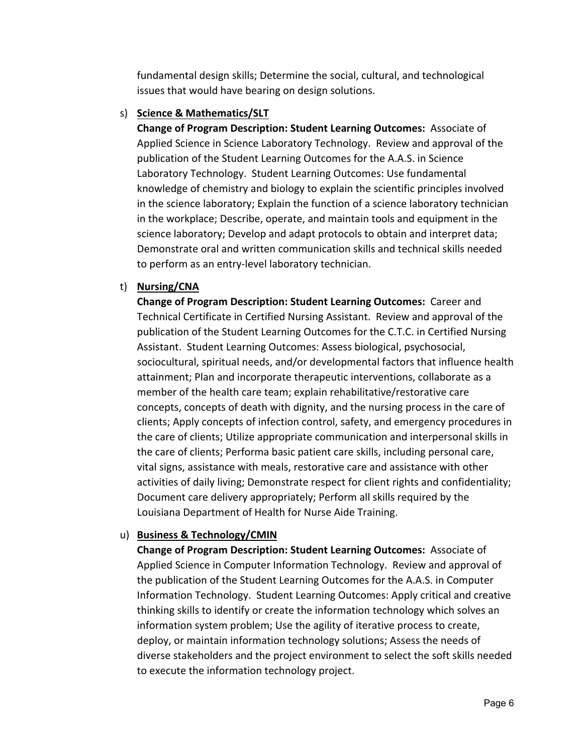fundamental design skills; Determine the social, cultural, and technological issues that would have bearing on design solutions.

s) **Science & Mathematics/SLT**

**Change of Program Description: Student Learning Outcomes:** Associate of Applied Science in Science Laboratory Technology. Review and approval of the publication of the Student Learning Outcomes for the A.A.S. in Science Laboratory Technology. Student Learning Outcomes: Use fundamental knowledge of chemistry and biology to explain the scientific principles involved in the science laboratory; Explain the function of a science laboratory technician in the workplace; Describe, operate, and maintain tools and equipment in the science laboratory; Develop and adapt protocols to obtain and interpret data; Demonstrate oral and written communication skills and technical skills needed to perform as an entry-level laboratory technician.

t) **Nursing/CNA**

**Change of Program Description: Student Learning Outcomes:** Career and Technical Certificate in Certified Nursing Assistant. Review and approval of the publication of the Student Learning Outcomes for the C.T.C. in Certified Nursing Assistant. Student Learning Outcomes: Assess biological, psychosocial, sociocultural, spiritual needs, and/or developmental factors that influence health attainment; Plan and incorporate therapeutic interventions, collaborate as a member of the health care team; explain rehabilitative/restorative care concepts, concepts of death with dignity, and the nursing process in the care of clients; Apply concepts of infection control, safety, and emergency procedures in the care of clients; Utilize appropriate communication and interpersonal skills in the care of clients; Performa basic patient care skills, including personal care, vital signs, assistance with meals, restorative care and assistance with other activities of daily living; Demonstrate respect for client rights and confidentiality; Document care delivery appropriately; Perform all skills required by the Louisiana Department of Health for Nurse Aide Training.

u) **Business & Technology/CMIN**

**Change of Program Description: Student Learning Outcomes:** Associate of Applied Science in Computer Information Technology. Review and approval of the publication of the Student Learning Outcomes for the A.A.S. in Computer Information Technology. Student Learning Outcomes: Apply critical and creative thinking skills to identify or create the information technology which solves an information system problem; Use the agility of iterative process to create, deploy, or maintain information technology solutions; Assess the needs of diverse stakeholders and the project environment to select the soft skills needed to execute the information technology project.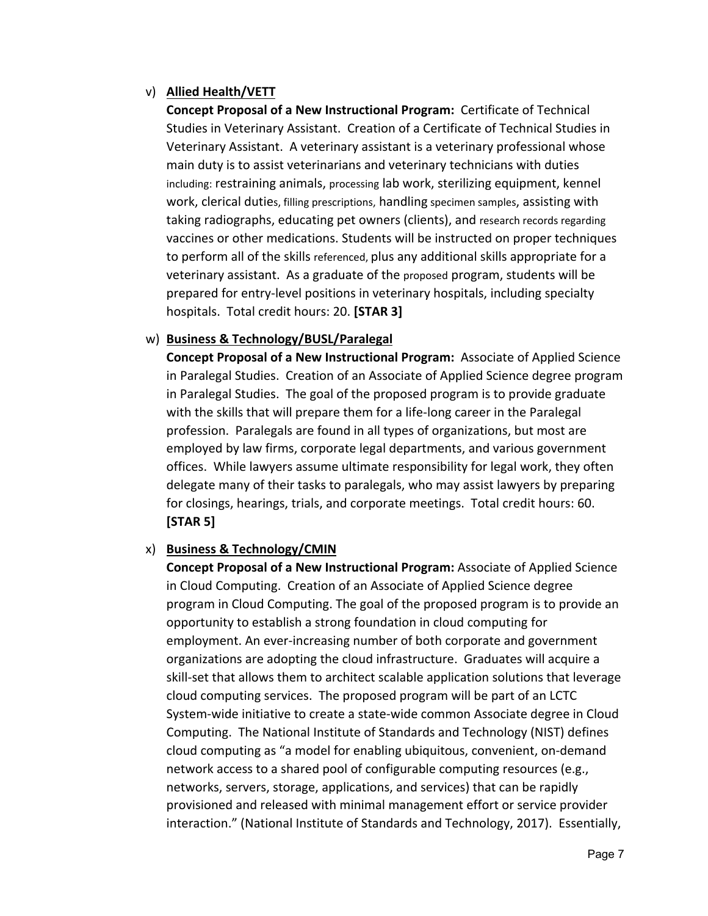v) **Allied Health/VETT**

**Concept Proposal of a New Instructional Program:** Certificate of Technical Studies in Veterinary Assistant. Creation of a Certificate of Technical Studies in Veterinary Assistant. A veterinary assistant is a veterinary professional whose main duty is to assist veterinarians and veterinary technicians with duties including: restraining animals, processing lab work, sterilizing equipment, kennel work, clerical duties, filling prescriptions, handling specimen samples, assisting with taking radiographs, educating pet owners (clients), and research records regarding vaccines or other medications. Students will be instructed on proper techniques to perform all of the skills referenced, plus any additional skills appropriate for a veterinary assistant. As a graduate of the proposed program, students will be prepared for entry-level positions in veterinary hospitals, including specialty hospitals. Total credit hours: 20. **[STAR 3]**

w) **Business & Technology/BUSL/Paralegal**

**Concept Proposal of a New Instructional Program:** Associate of Applied Science in Paralegal Studies. Creation of an Associate of Applied Science degree program in Paralegal Studies. The goal of the proposed program is to provide graduate with the skills that will prepare them for a life-long career in the Paralegal profession. Paralegals are found in all types of organizations, but most are employed by law firms, corporate legal departments, and various government offices. While lawyers assume ultimate responsibility for legal work, they often delegate many of their tasks to paralegals, who may assist lawyers by preparing for closings, hearings, trials, and corporate meetings. Total credit hours: 60. **[STAR 5]**

x) **Business & Technology/CMIN**

**Concept Proposal of a New Instructional Program:** Associate of Applied Science in Cloud Computing. Creation of an Associate of Applied Science degree program in Cloud Computing. The goal of the proposed program is to provide an opportunity to establish a strong foundation in cloud computing for employment. An ever-increasing number of both corporate and government organizations are adopting the cloud infrastructure. Graduates will acquire a skill-set that allows them to architect scalable application solutions that leverage cloud computing services. The proposed program will be part of an LCTC System-wide initiative to create a state-wide common Associate degree in Cloud Computing. The National Institute of Standards and Technology (NIST) defines cloud computing as "a model for enabling ubiquitous, convenient, on-demand network access to a shared pool of configurable computing resources (e.g., networks, servers, storage, applications, and services) that can be rapidly provisioned and released with minimal management effort or service provider interaction." (National Institute of Standards and Technology, 2017). Essentially,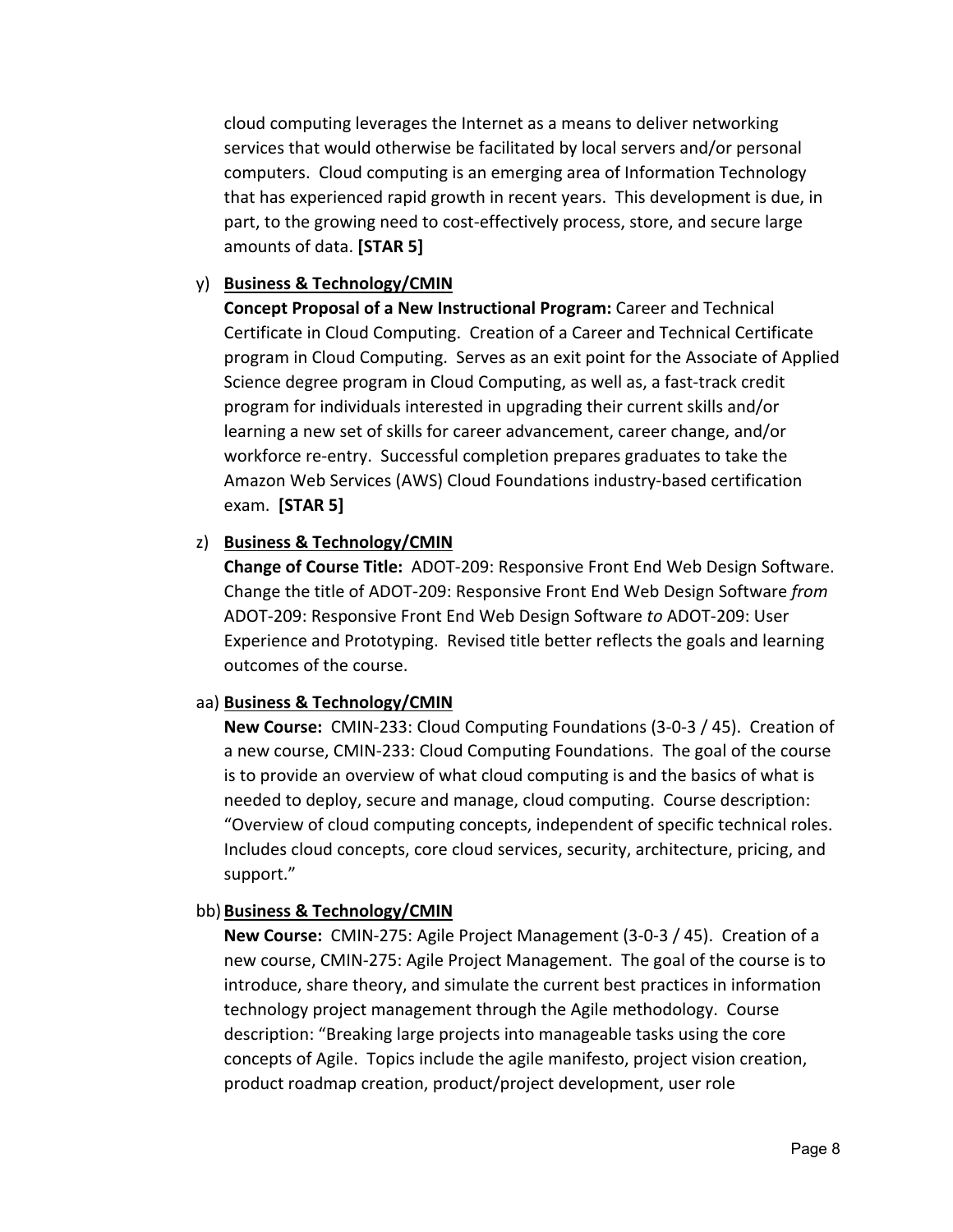cloud computing leverages the Internet as a means to deliver networking services that would otherwise be facilitated by local servers and/or personal computers. Cloud computing is an emerging area of Information Technology that has experienced rapid growth in recent years. This development is due, in part, to the growing need to cost-effectively process, store, and secure large amounts of data. **[STAR 5]**

y) **<u>Business & Technology/CMIN</u>**
**Concept Proposal of a New Instructional Program:** Career and Technical Certificate in Cloud Computing. Creation of a Career and Technical Certificate program in Cloud Computing. Serves as an exit point for the Associate of Applied Science degree program in Cloud Computing, as well as, a fast-track credit program for individuals interested in upgrading their current skills and/or learning a new set of skills for career advancement, career change, and/or workforce re-entry. Successful completion prepares graduates to take the Amazon Web Services (AWS) Cloud Foundations industry-based certification exam. **[STAR 5]**

z) **<u>Business & Technology/CMIN</u>**
**Change of Course Title:** ADOT-209: Responsive Front End Web Design Software. Change the title of ADOT-209: Responsive Front End Web Design Software *from* ADOT-209: Responsive Front End Web Design Software *to* ADOT-209: User Experience and Prototyping. Revised title better reflects the goals and learning outcomes of the course.

aa) **<u>Business & Technology/CMIN</u>**
**New Course:** CMIN-233: Cloud Computing Foundations (3-0-3 / 45). Creation of a new course, CMIN-233: Cloud Computing Foundations. The goal of the course is to provide an overview of what cloud computing is and the basics of what is needed to deploy, secure and manage, cloud computing. Course description: "Overview of cloud computing concepts, independent of specific technical roles. Includes cloud concepts, core cloud services, security, architecture, pricing, and support."

bb) **<u>Business & Technology/CMIN</u>**
**New Course:** CMIN-275: Agile Project Management (3-0-3 / 45). Creation of a new course, CMIN-275: Agile Project Management. The goal of the course is to introduce, share theory, and simulate the current best practices in information technology project management through the Agile methodology. Course description: "Breaking large projects into manageable tasks using the core concepts of Agile. Topics include the agile manifesto, project vision creation, product roadmap creation, product/project development, user role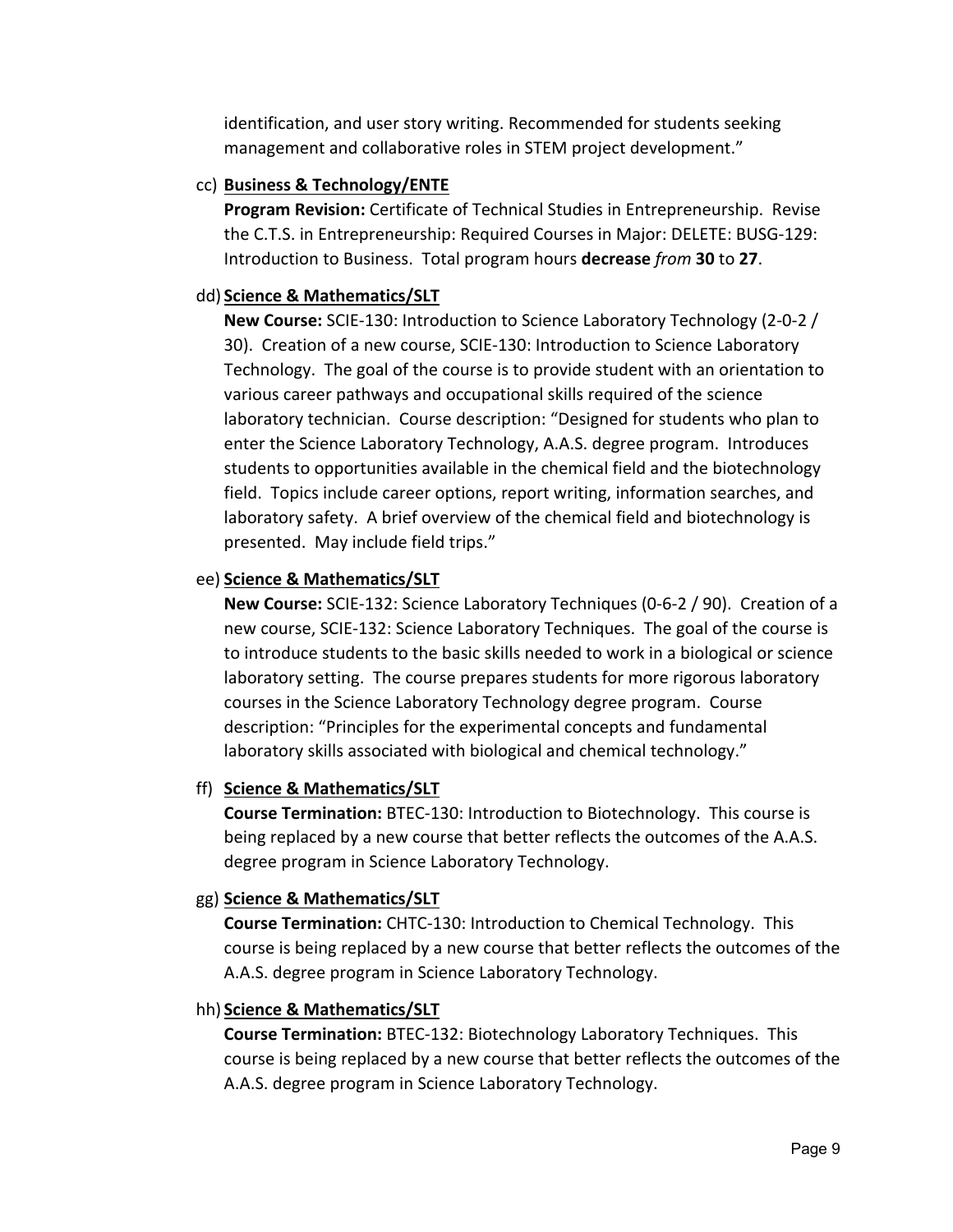identification, and user story writing. Recommended for students seeking management and collaborative roles in STEM project development."

cc) **Business & Technology/ENTE**
**Program Revision:** Certificate of Technical Studies in Entrepreneurship. Revise the C.T.S. in Entrepreneurship: Required Courses in Major: DELETE: BUSG-129: Introduction to Business. Total program hours **decrease** *from* **30** to **27**.

dd) **Science & Mathematics/SLT**
**New Course:** SCIE-130: Introduction to Science Laboratory Technology (2-0-2 / 30). Creation of a new course, SCIE-130: Introduction to Science Laboratory Technology. The goal of the course is to provide student with an orientation to various career pathways and occupational skills required of the science laboratory technician. Course description: "Designed for students who plan to enter the Science Laboratory Technology, A.A.S. degree program. Introduces students to opportunities available in the chemical field and the biotechnology field. Topics include career options, report writing, information searches, and laboratory safety. A brief overview of the chemical field and biotechnology is presented. May include field trips."

ee) **Science & Mathematics/SLT**
**New Course:** SCIE-132: Science Laboratory Techniques (0-6-2 / 90). Creation of a new course, SCIE-132: Science Laboratory Techniques. The goal of the course is to introduce students to the basic skills needed to work in a biological or science laboratory setting. The course prepares students for more rigorous laboratory courses in the Science Laboratory Technology degree program. Course description: "Principles for the experimental concepts and fundamental laboratory skills associated with biological and chemical technology."

ff) **Science & Mathematics/SLT**
**Course Termination:** BTEC-130: Introduction to Biotechnology. This course is being replaced by a new course that better reflects the outcomes of the A.A.S. degree program in Science Laboratory Technology.

gg) **Science & Mathematics/SLT**
**Course Termination:** CHTC-130: Introduction to Chemical Technology. This course is being replaced by a new course that better reflects the outcomes of the A.A.S. degree program in Science Laboratory Technology.

hh) **Science & Mathematics/SLT**
**Course Termination:** BTEC-132: Biotechnology Laboratory Techniques. This course is being replaced by a new course that better reflects the outcomes of the A.A.S. degree program in Science Laboratory Technology.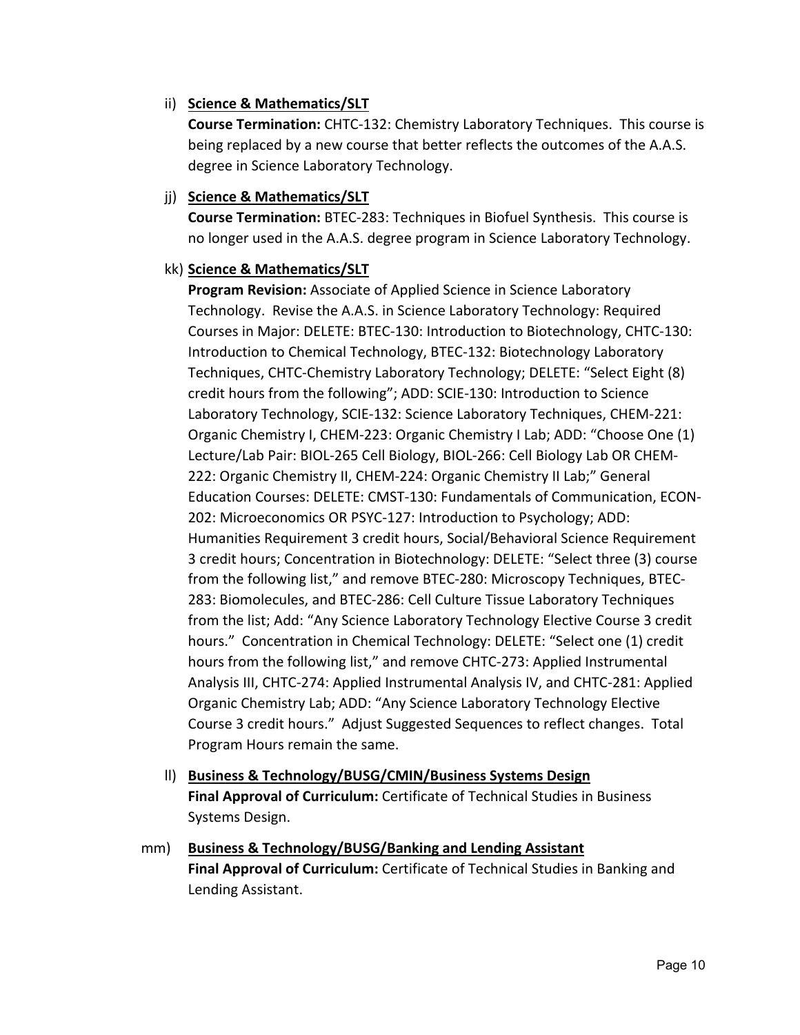ii) **Science & Mathematics/SLT**
**Course Termination:** CHTC-132: Chemistry Laboratory Techniques. This course is being replaced by a new course that better reflects the outcomes of the A.A.S. degree in Science Laboratory Technology.

jj) **Science & Mathematics/SLT**
**Course Termination:** BTEC-283: Techniques in Biofuel Synthesis. This course is no longer used in the A.A.S. degree program in Science Laboratory Technology.

kk) **Science & Mathematics/SLT**
**Program Revision:** Associate of Applied Science in Science Laboratory Technology. Revise the A.A.S. in Science Laboratory Technology: Required Courses in Major: DELETE: BTEC-130: Introduction to Biotechnology, CHTC-130: Introduction to Chemical Technology, BTEC-132: Biotechnology Laboratory Techniques, CHTC-Chemistry Laboratory Technology; DELETE: "Select Eight (8) credit hours from the following"; ADD: SCIE-130: Introduction to Science Laboratory Technology, SCIE-132: Science Laboratory Techniques, CHEM-221: Organic Chemistry I, CHEM-223: Organic Chemistry I Lab; ADD: "Choose One (1) Lecture/Lab Pair: BIOL-265 Cell Biology, BIOL-266: Cell Biology Lab OR CHEM-222: Organic Chemistry II, CHEM-224: Organic Chemistry II Lab;" General Education Courses: DELETE: CMST-130: Fundamentals of Communication, ECON-202: Microeconomics OR PSYC-127: Introduction to Psychology; ADD: Humanities Requirement 3 credit hours, Social/Behavioral Science Requirement 3 credit hours; Concentration in Biotechnology: DELETE: "Select three (3) course from the following list," and remove BTEC-280: Microscopy Techniques, BTEC-283: Biomolecules, and BTEC-286: Cell Culture Tissue Laboratory Techniques from the list; Add: "Any Science Laboratory Technology Elective Course 3 credit hours." Concentration in Chemical Technology: DELETE: "Select one (1) credit hours from the following list," and remove CHTC-273: Applied Instrumental Analysis III, CHTC-274: Applied Instrumental Analysis IV, and CHTC-281: Applied Organic Chemistry Lab; ADD: "Any Science Laboratory Technology Elective Course 3 credit hours." Adjust Suggested Sequences to reflect changes. Total Program Hours remain the same.

ll) **Business & Technology/BUSG/CMIN/Business Systems Design**
**Final Approval of Curriculum:** Certificate of Technical Studies in Business Systems Design.

mm) **Business & Technology/BUSG/Banking and Lending Assistant**
**Final Approval of Curriculum:** Certificate of Technical Studies in Banking and Lending Assistant.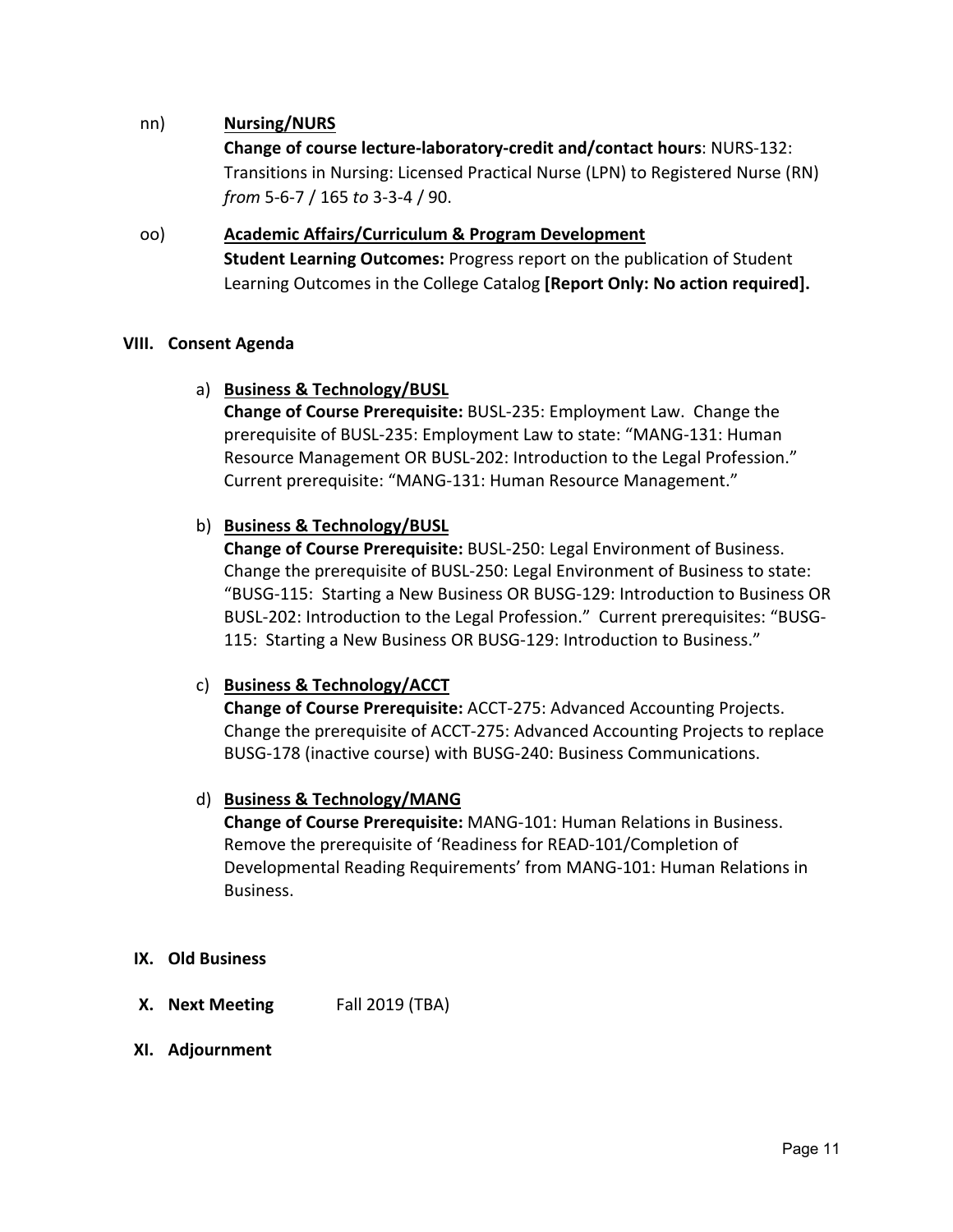nn) **Nursing/NURS**

**Change of course lecture-laboratory-credit and/contact hours**: NURS-132: Transitions in Nursing: Licensed Practical Nurse (LPN) to Registered Nurse (RN) *from* 5-6-7 / 165 *to* 3-3-4 / 90.

oo) **Academic Affairs/Curriculum & Program Development**

**Student Learning Outcomes:** Progress report on the publication of Student Learning Outcomes in the College Catalog **[Report Only: No action required].**

## VIII. Consent Agenda

a) **Business & Technology/BUSL**

**Change of Course Prerequisite:** BUSL-235: Employment Law. Change the prerequisite of BUSL-235: Employment Law to state: "MANG-131: Human Resource Management OR BUSL-202: Introduction to the Legal Profession." Current prerequisite: "MANG-131: Human Resource Management."

b) **Business & Technology/BUSL**

**Change of Course Prerequisite:** BUSL-250: Legal Environment of Business. Change the prerequisite of BUSL-250: Legal Environment of Business to state: "BUSG-115: Starting a New Business OR BUSG-129: Introduction to Business OR BUSL-202: Introduction to the Legal Profession." Current prerequisites: "BUSG-115: Starting a New Business OR BUSG-129: Introduction to Business."

c) **Business & Technology/ACCT**

**Change of Course Prerequisite:** ACCT-275: Advanced Accounting Projects. Change the prerequisite of ACCT-275: Advanced Accounting Projects to replace BUSG-178 (inactive course) with BUSG-240: Business Communications.

d) **Business & Technology/MANG**

**Change of Course Prerequisite:** MANG-101: Human Relations in Business. Remove the prerequisite of 'Readiness for READ-101/Completion of Developmental Reading Requirements' from MANG-101: Human Relations in Business.

## IX. Old Business

## X. Next Meeting

Fall 2019 (TBA)

## XI. Adjournment